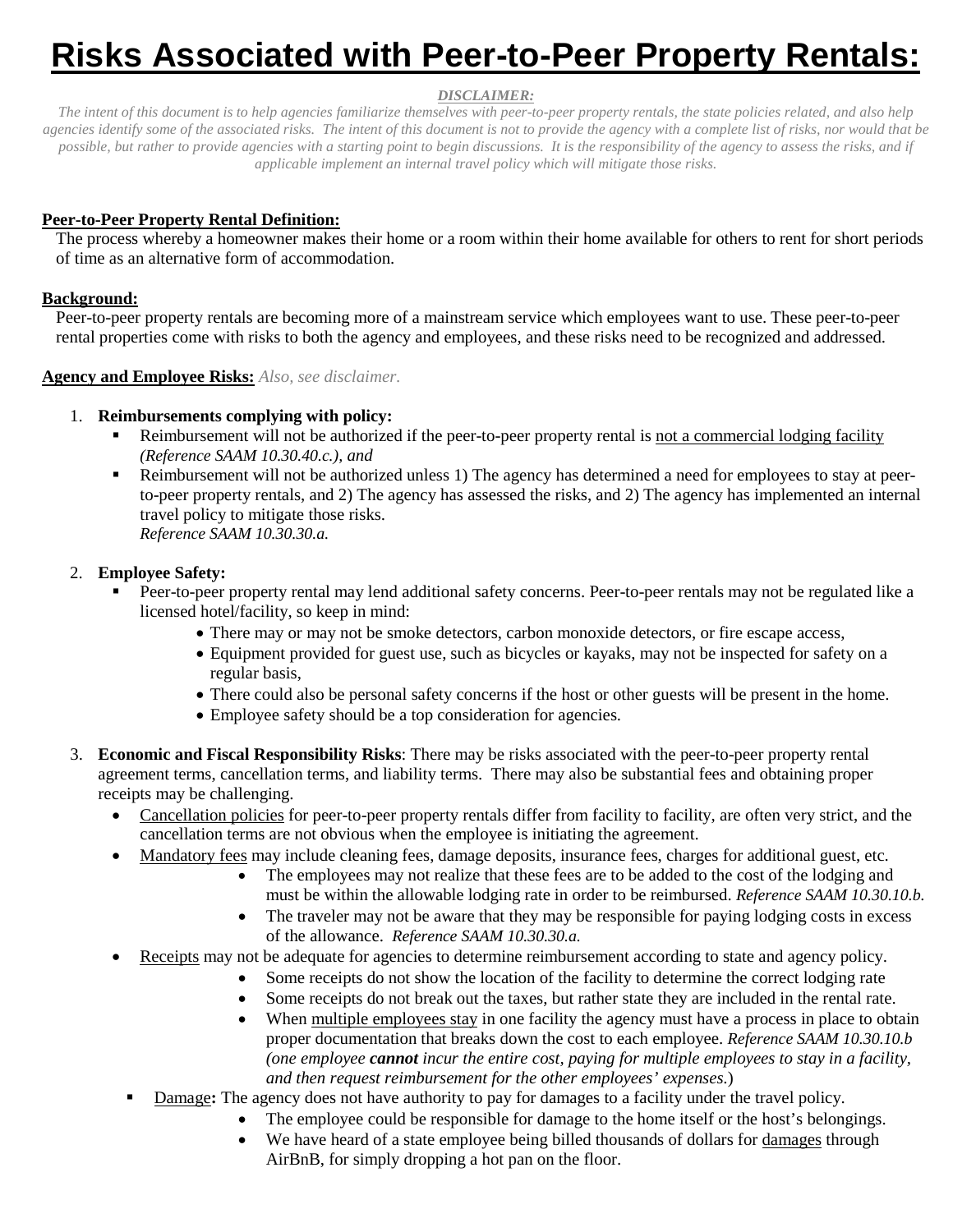# Risks Associated with Peer-to-Peer Property Rentals:

***DISCLAIMER:***

*The intent of this document is to help agencies familiarize themselves with peer-to-peer property rentals, the state policies related, and also help agencies identify some of the associated risks. The intent of this document is not to provide the agency with a complete list of risks, nor would that be possible, but rather to provide agencies with a starting point to begin discussions. It is the responsibility of the agency to assess the risks, and if applicable implement an internal travel policy which will mitigate those risks.*

**Peer-to-Peer Property Rental Definition:**

The process whereby a homeowner makes their home or a room within their home available for others to rent for short periods of time as an alternative form of accommodation.

**Background:**

Peer-to-peer property rentals are becoming more of a mainstream service which employees want to use. These peer-to-peer rental properties come with risks to both the agency and employees, and these risks need to be recognized and addressed.

**Agency and Employee Risks:** *Also, see disclaimer.*

1. **Reimbursements complying with policy:**
   - Reimbursement will not be authorized if the peer-to-peer property rental is not a commercial lodging facility *(Reference SAAM 10.30.40.c.), and*
   - Reimbursement will not be authorized unless 1) The agency has determined a need for employees to stay at peer-to-peer property rentals, and 2) The agency has assessed the risks, and 2) The agency has implemented an internal travel policy to mitigate those risks.
     *Reference SAAM 10.30.30.a.*

2. **Employee Safety:**
   - Peer-to-peer property rental may lend additional safety concerns. Peer-to-peer rentals may not be regulated like a licensed hotel/facility, so keep in mind:
     - There may or may not be smoke detectors, carbon monoxide detectors, or fire escape access,
     - Equipment provided for guest use, such as bicycles or kayaks, may not be inspected for safety on a regular basis,
     - There could also be personal safety concerns if the host or other guests will be present in the home.
     - Employee safety should be a top consideration for agencies.

3. **Economic and Fiscal Responsibility Risks**: There may be risks associated with the peer-to-peer property rental agreement terms, cancellation terms, and liability terms. There may also be substantial fees and obtaining proper receipts may be challenging.
   - Cancellation policies for peer-to-peer property rentals differ from facility to facility, are often very strict, and the cancellation terms are not obvious when the employee is initiating the agreement.
   - Mandatory fees may include cleaning fees, damage deposits, insurance fees, charges for additional guest, etc.
     - The employees may not realize that these fees are to be added to the cost of the lodging and must be within the allowable lodging rate in order to be reimbursed. *Reference SAAM 10.30.10.b.*
     - The traveler may not be aware that they may be responsible for paying lodging costs in excess of the allowance. *Reference SAAM 10.30.30.a.*
   - Receipts may not be adequate for agencies to determine reimbursement according to state and agency policy.
     - Some receipts do not show the location of the facility to determine the correct lodging rate
     - Some receipts do not break out the taxes, but rather state they are included in the rental rate.
     - When multiple employees stay in one facility the agency must have a process in place to obtain proper documentation that breaks down the cost to each employee. *Reference SAAM 10.30.10.b (one employee **cannot** incur the entire cost, paying for multiple employees to stay in a facility, and then request reimbursement for the other employees' expenses.*)
   - Damage**:** The agency does not have authority to pay for damages to a facility under the travel policy.
     - The employee could be responsible for damage to the home itself or the host's belongings.
     - We have heard of a state employee being billed thousands of dollars for damages through AirBnB, for simply dropping a hot pan on the floor.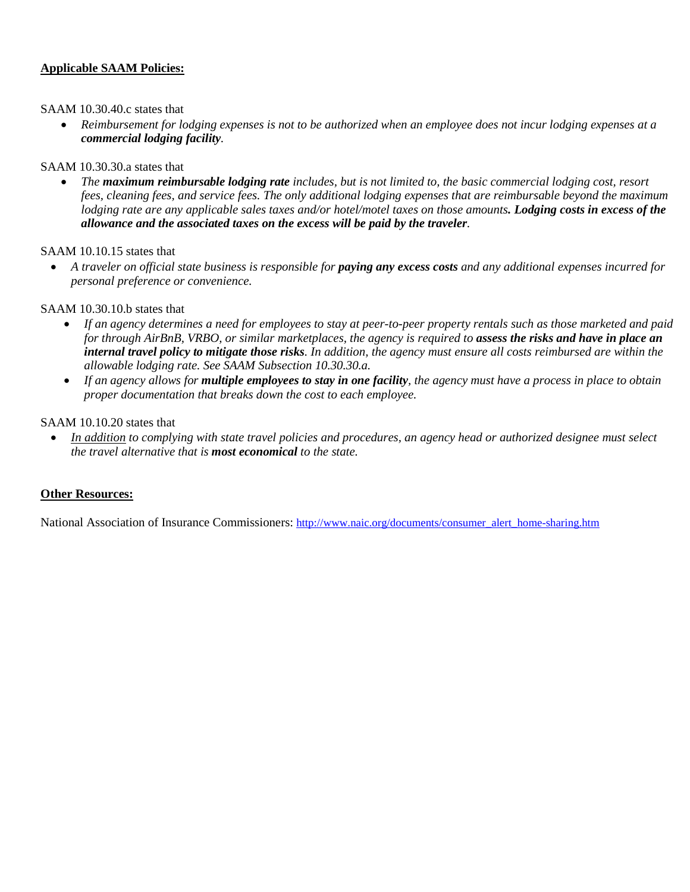**Applicable SAAM Policies:**

SAAM 10.30.40.c states that

- *Reimbursement for lodging expenses is not to be authorized when an employee does not incur lodging expenses at a **commercial lodging facility**.*

SAAM 10.30.30.a states that

- *The **maximum reimbursable lodging rate** includes, but is not limited to, the basic commercial lodging cost, resort fees, cleaning fees, and service fees. The only additional lodging expenses that are reimbursable beyond the maximum lodging rate are any applicable sales taxes and/or hotel/motel taxes on those amounts**. Lodging costs in excess of the allowance and the associated taxes on the excess will be paid by the traveler**.*

SAAM 10.10.15 states that

- *A traveler on official state business is responsible for **paying any excess costs** and any additional expenses incurred for personal preference or convenience.*

SAAM 10.30.10.b states that

- *If an agency determines a need for employees to stay at peer-to-peer property rentals such as those marketed and paid for through AirBnB, VRBO, or similar marketplaces, the agency is required to **assess the risks and have in place an internal travel policy to mitigate those risks**. In addition, the agency must ensure all costs reimbursed are within the allowable lodging rate. See SAAM Subsection 10.30.30.a.*
- *If an agency allows for **multiple employees to stay in one facility**, the agency must have a process in place to obtain proper documentation that breaks down the cost to each employee.*

SAAM 10.10.20 states that

- *In addition to complying with state travel policies and procedures, an agency head or authorized designee must select the travel alternative that is **most economical** to the state.*

**Other Resources:**

National Association of Insurance Commissioners: http://www.naic.org/documents/consumer_alert_home-sharing.htm